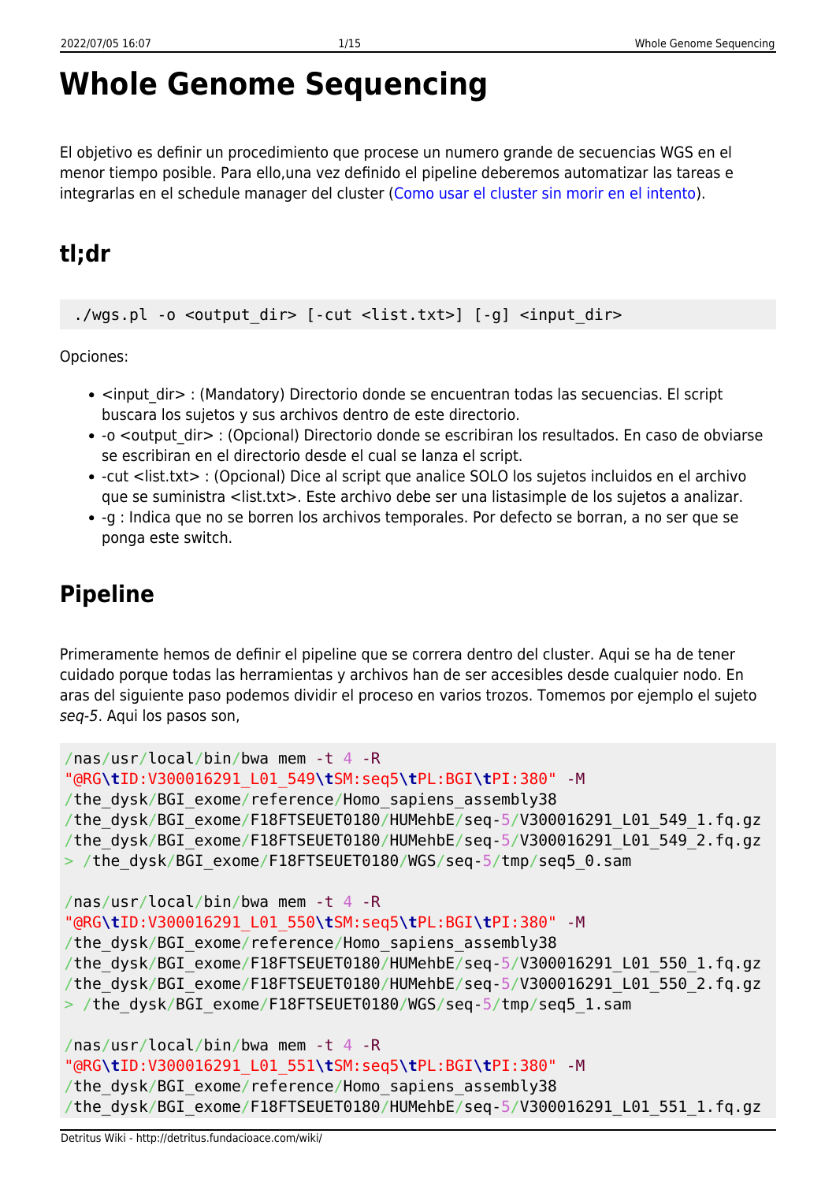# Whole Genome Sequencing

El objetivo es definir un procedimiento que procese un numero grande de secuencias WGS en el menor tiempo posible. Para ello,una vez definido el pipeline deberemos automatizar las tareas e integrarlas en el schedule manager del cluster (Como usar el cluster sin morir en el intento).

## tl;dr

```
./wgs.pl -o <output_dir> [-cut <list.txt>] [-g] <input_dir>
```

Opciones:

- <input_dir> : (Mandatory) Directorio donde se encuentran todas las secuencias. El script buscara los sujetos y sus archivos dentro de este directorio.
- -o <output_dir> : (Opcional) Directorio donde se escribiran los resultados. En caso de obviarse se escribiran en el directorio desde el cual se lanza el script.
- -cut <list.txt> : (Opcional) Dice al script que analice SOLO los sujetos incluidos en el archivo que se suministra <list.txt>. Este archivo debe ser una listasimple de los sujetos a analizar.
- -g : Indica que no se borren los archivos temporales. Por defecto se borran, a no ser que se ponga este switch.

## Pipeline

Primeramente hemos de definir el pipeline que se correra dentro del cluster. Aqui se ha de tener cuidado porque todas las herramientas y archivos han de ser accesibles desde cualquier nodo. En aras del siguiente paso podemos dividir el proceso en varios trozos. Tomemos por ejemplo el sujeto *seq-5*. Aqui los pasos son,

```
/nas/usr/local/bin/bwa mem -t 4 -R
"@RG\tID:V300016291_L01_549\tSM:seq5\tPL:BGI\tPI:380" -M
/the_dysk/BGI_exome/reference/Homo_sapiens_assembly38
/the_dysk/BGI_exome/F18FTSEUET0180/HUMehbE/seq-5/V300016291_L01_549_1.fq.gz
/the_dysk/BGI_exome/F18FTSEUET0180/HUMehbE/seq-5/V300016291_L01_549_2.fq.gz
> /the_dysk/BGI_exome/F18FTSEUET0180/WGS/seq-5/tmp/seq5_0.sam

/nas/usr/local/bin/bwa mem -t 4 -R
"@RG\tID:V300016291_L01_550\tSM:seq5\tPL:BGI\tPI:380" -M
/the_dysk/BGI_exome/reference/Homo_sapiens_assembly38
/the_dysk/BGI_exome/F18FTSEUET0180/HUMehbE/seq-5/V300016291_L01_550_1.fq.gz
/the_dysk/BGI_exome/F18FTSEUET0180/HUMehbE/seq-5/V300016291_L01_550_2.fq.gz
> /the_dysk/BGI_exome/F18FTSEUET0180/WGS/seq-5/tmp/seq5_1.sam

/nas/usr/local/bin/bwa mem -t 4 -R
"@RG\tID:V300016291_L01_551\tSM:seq5\tPL:BGI\tPI:380" -M
/the_dysk/BGI_exome/reference/Homo_sapiens_assembly38
/the_dysk/BGI_exome/F18FTSEUET0180/HUMehbE/seq-5/V300016291_L01_551_1.fq.gz
```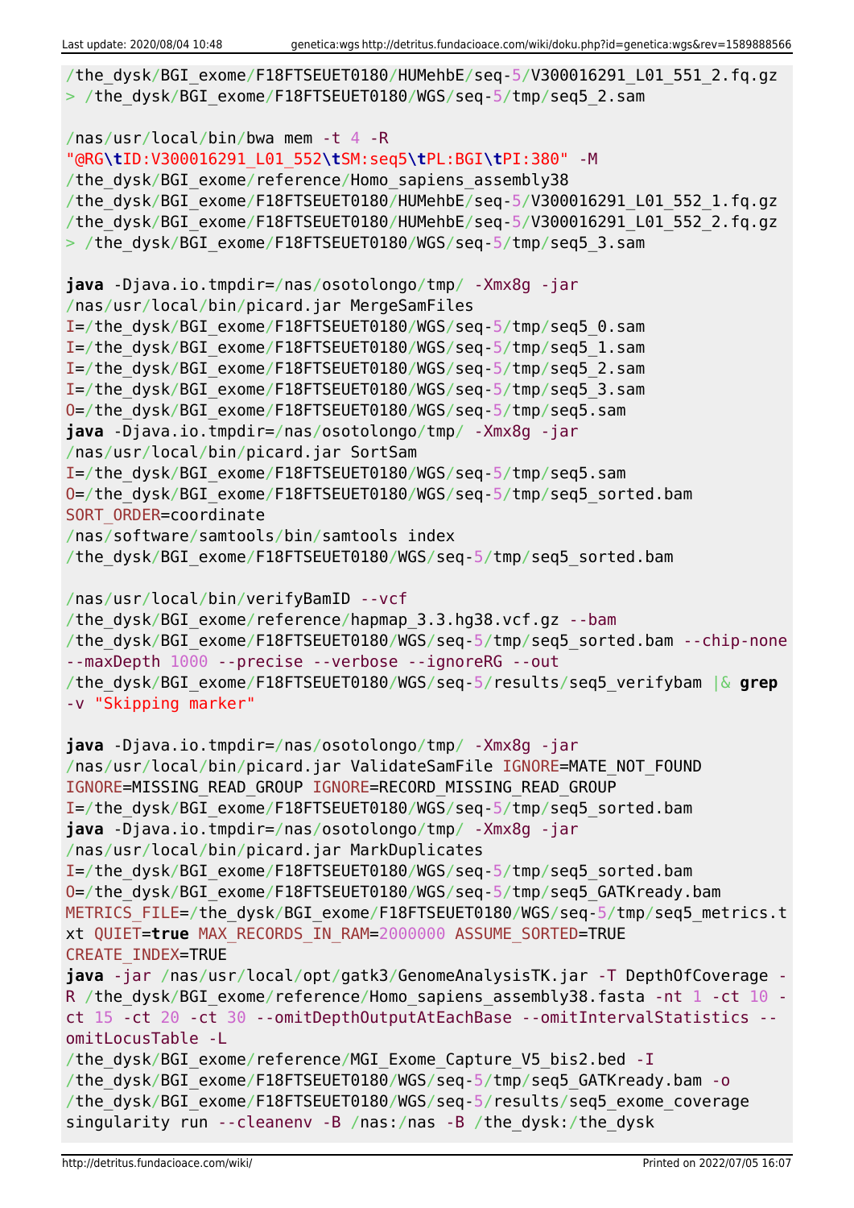```
/the_dysk/BGI_exome/F18FTSEUET0180/HUMehbE/seq-5/V300016291_L01_551_2.fq.gz
> /the_dysk/BGI_exome/F18FTSEUET0180/WGS/seq-5/tmp/seq5_2.sam

/nas/usr/local/bin/bwa mem -t 4 -R
"@RG\tID:V300016291_L01_552\tSM:seq5\tPL:BGI\tPI:380" -M
/the_dysk/BGI_exome/reference/Homo_sapiens_assembly38
/the_dysk/BGI_exome/F18FTSEUET0180/HUMehbE/seq-5/V300016291_L01_552_1.fq.gz
/the_dysk/BGI_exome/F18FTSEUET0180/HUMehbE/seq-5/V300016291_L01_552_2.fq.gz
> /the_dysk/BGI_exome/F18FTSEUET0180/WGS/seq-5/tmp/seq5_3.sam

java -Djava.io.tmpdir=/nas/osotolongo/tmp/ -Xmx8g -jar
/nas/usr/local/bin/picard.jar MergeSamFiles
I=/the_dysk/BGI_exome/F18FTSEUET0180/WGS/seq-5/tmp/seq5_0.sam
I=/the_dysk/BGI_exome/F18FTSEUET0180/WGS/seq-5/tmp/seq5_1.sam
I=/the_dysk/BGI_exome/F18FTSEUET0180/WGS/seq-5/tmp/seq5_2.sam
I=/the_dysk/BGI_exome/F18FTSEUET0180/WGS/seq-5/tmp/seq5_3.sam
O=/the_dysk/BGI_exome/F18FTSEUET0180/WGS/seq-5/tmp/seq5.sam
java -Djava.io.tmpdir=/nas/osotolongo/tmp/ -Xmx8g -jar
/nas/usr/local/bin/picard.jar SortSam
I=/the_dysk/BGI_exome/F18FTSEUET0180/WGS/seq-5/tmp/seq5.sam
O=/the_dysk/BGI_exome/F18FTSEUET0180/WGS/seq-5/tmp/seq5_sorted.bam
SORT_ORDER=coordinate
/nas/software/samtools/bin/samtools index
/the_dysk/BGI_exome/F18FTSEUET0180/WGS/seq-5/tmp/seq5_sorted.bam

/nas/usr/local/bin/verifyBamID --vcf
/the_dysk/BGI_exome/reference/hapmap_3.3.hg38.vcf.gz --bam
/the_dysk/BGI_exome/F18FTSEUET0180/WGS/seq-5/tmp/seq5_sorted.bam --chip-none
--maxDepth 1000 --precise --verbose --ignoreRG --out
/the_dysk/BGI_exome/F18FTSEUET0180/WGS/seq-5/results/seq5_verifybam |& grep
-v "Skipping marker"

java -Djava.io.tmpdir=/nas/osotolongo/tmp/ -Xmx8g -jar
/nas/usr/local/bin/picard.jar ValidateSamFile IGNORE=MATE_NOT_FOUND
IGNORE=MISSING_READ_GROUP IGNORE=RECORD_MISSING_READ_GROUP
I=/the_dysk/BGI_exome/F18FTSEUET0180/WGS/seq-5/tmp/seq5_sorted.bam
java -Djava.io.tmpdir=/nas/osotolongo/tmp/ -Xmx8g -jar
/nas/usr/local/bin/picard.jar MarkDuplicates
I=/the_dysk/BGI_exome/F18FTSEUET0180/WGS/seq-5/tmp/seq5_sorted.bam
O=/the_dysk/BGI_exome/F18FTSEUET0180/WGS/seq-5/tmp/seq5_GATKready.bam
METRICS_FILE=/the_dysk/BGI_exome/F18FTSEUET0180/WGS/seq-5/tmp/seq5_metrics.t
xt QUIET=true MAX_RECORDS_IN_RAM=2000000 ASSUME_SORTED=TRUE
CREATE_INDEX=TRUE
java -jar /nas/usr/local/opt/gatk3/GenomeAnalysisTK.jar -T DepthOfCoverage -
R /the_dysk/BGI_exome/reference/Homo_sapiens_assembly38.fasta -nt 1 -ct 10 -
ct 15 -ct 20 -ct 30 --omitDepthOutputAtEachBase --omitIntervalStatistics --
omitLocusTable -L
/the_dysk/BGI_exome/reference/MGI_Exome_Capture_V5_bis2.bed -I
/the_dysk/BGI_exome/F18FTSEUET0180/WGS/seq-5/tmp/seq5_GATKready.bam -o
/the_dysk/BGI_exome/F18FTSEUET0180/WGS/seq-5/results/seq5_exome_coverage
singularity run --cleanenv -B /nas:/nas -B /the_dysk:/the_dysk
```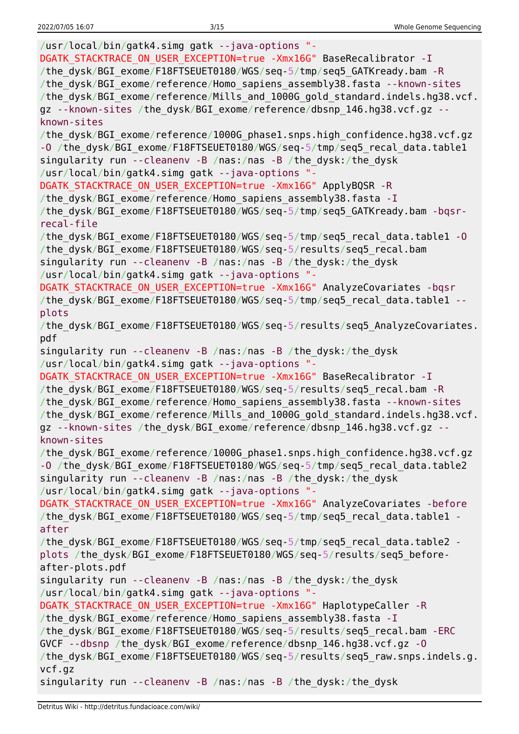```
/usr/local/bin/gatk4.simg gatk --java-options "-DGATK_STACKTRACE_ON_USER_EXCEPTION=true -Xmx16G" BaseRecalibrator -I /the_dysk/BGI_exome/F18FTSEUET0180/WGS/seq-5/tmp/seq5_GATKready.bam -R /the_dysk/BGI_exome/reference/Homo_sapiens_assembly38.fasta --known-sites /the_dysk/BGI_exome/reference/Mills_and_1000G_gold_standard.indels.hg38.vcf.gz --known-sites /the_dysk/BGI_exome/reference/dbsnp_146.hg38.vcf.gz --known-sites /the_dysk/BGI_exome/reference/1000G_phase1.snps.high_confidence.hg38.vcf.gz -O /the_dysk/BGI_exome/F18FTSEUET0180/WGS/seq-5/tmp/seq5_recal_data.table1
singularity run --cleanenv -B /nas:/nas -B /the_dysk:/the_dysk /usr/local/bin/gatk4.simg gatk --java-options "-DGATK_STACKTRACE_ON_USER_EXCEPTION=true -Xmx16G" ApplyBQSR -R /the_dysk/BGI_exome/reference/Homo_sapiens_assembly38.fasta -I /the_dysk/BGI_exome/F18FTSEUET0180/WGS/seq-5/tmp/seq5_GATKready.bam -bqsr-recal-file /the_dysk/BGI_exome/F18FTSEUET0180/WGS/seq-5/tmp/seq5_recal_data.table1 -O /the_dysk/BGI_exome/F18FTSEUET0180/WGS/seq-5/results/seq5_recal.bam
singularity run --cleanenv -B /nas:/nas -B /the_dysk:/the_dysk /usr/local/bin/gatk4.simg gatk --java-options "-DGATK_STACKTRACE_ON_USER_EXCEPTION=true -Xmx16G" AnalyzeCovariates -bqsr /the_dysk/BGI_exome/F18FTSEUET0180/WGS/seq-5/tmp/seq5_recal_data.table1 --plots /the_dysk/BGI_exome/F18FTSEUET0180/WGS/seq-5/results/seq5_AnalyzeCovariates.pdf
singularity run --cleanenv -B /nas:/nas -B /the_dysk:/the_dysk /usr/local/bin/gatk4.simg gatk --java-options "-DGATK_STACKTRACE_ON_USER_EXCEPTION=true -Xmx16G" BaseRecalibrator -I /the_dysk/BGI_exome/F18FTSEUET0180/WGS/seq-5/results/seq5_recal.bam -R /the_dysk/BGI_exome/reference/Homo_sapiens_assembly38.fasta --known-sites /the_dysk/BGI_exome/reference/Mills_and_1000G_gold_standard.indels.hg38.vcf.gz --known-sites /the_dysk/BGI_exome/reference/dbsnp_146.hg38.vcf.gz --known-sites /the_dysk/BGI_exome/reference/1000G_phase1.snps.high_confidence.hg38.vcf.gz -O /the_dysk/BGI_exome/F18FTSEUET0180/WGS/seq-5/tmp/seq5_recal_data.table2
singularity run --cleanenv -B /nas:/nas -B /the_dysk:/the_dysk /usr/local/bin/gatk4.simg gatk --java-options "-DGATK_STACKTRACE_ON_USER_EXCEPTION=true -Xmx16G" AnalyzeCovariates -before /the_dysk/BGI_exome/F18FTSEUET0180/WGS/seq-5/tmp/seq5_recal_data.table1 -after /the_dysk/BGI_exome/F18FTSEUET0180/WGS/seq-5/tmp/seq5_recal_data.table2 -plots /the_dysk/BGI_exome/F18FTSEUET0180/WGS/seq-5/results/seq5_before-after-plots.pdf
singularity run --cleanenv -B /nas:/nas -B /the_dysk:/the_dysk /usr/local/bin/gatk4.simg gatk --java-options "-DGATK_STACKTRACE_ON_USER_EXCEPTION=true -Xmx16G" HaplotypeCaller -R /the_dysk/BGI_exome/reference/Homo_sapiens_assembly38.fasta -I /the_dysk/BGI_exome/F18FTSEUET0180/WGS/seq-5/results/seq5_recal.bam -ERC GVCF --dbsnp /the_dysk/BGI_exome/reference/dbsnp_146.hg38.vcf.gz -O /the_dysk/BGI_exome/F18FTSEUET0180/WGS/seq-5/results/seq5_raw.snps.indels.g.vcf.gz
singularity run --cleanenv -B /nas:/nas -B /the_dysk:/the_dysk
```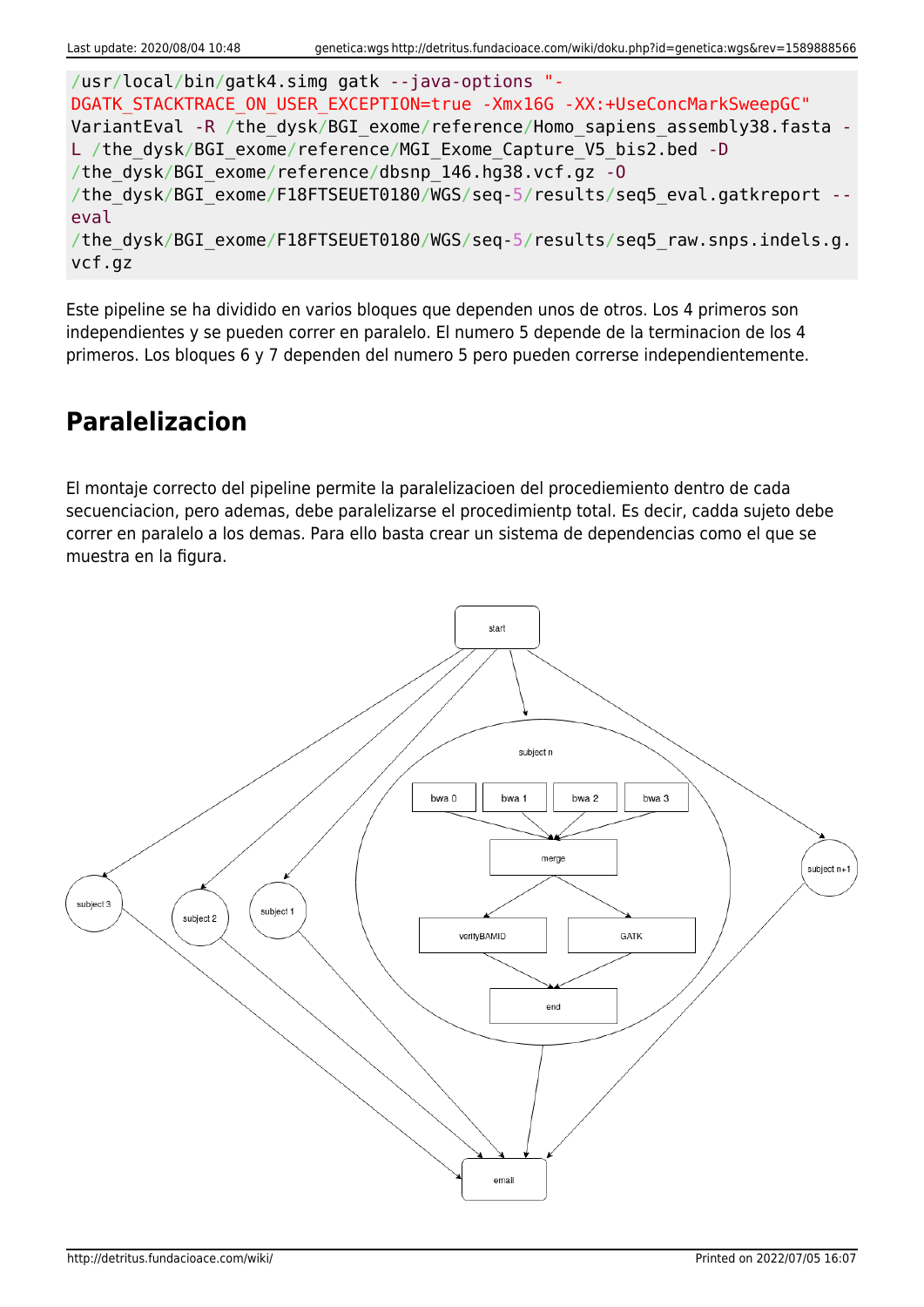```
/usr/local/bin/gatk4.simg gatk --java-options "-DGATK_STACKTRACE_ON_USER_EXCEPTION=true -Xmx16G -XX:+UseConcMarkSweepGC" VariantEval -R /the_dysk/BGI_exome/reference/Homo_sapiens_assembly38.fasta -L /the_dysk/BGI_exome/reference/MGI_Exome_Capture_V5_bis2.bed -D /the_dysk/BGI_exome/reference/dbsnp_146.hg38.vcf.gz -O /the_dysk/BGI_exome/F18FTSEUET0180/WGS/seq-5/results/seq5_eval.gatkreport --eval /the_dysk/BGI_exome/F18FTSEUET0180/WGS/seq-5/results/seq5_raw.snps.indels.g.vcf.gz
```

Este pipeline se ha dividido en varios bloques que dependen unos de otros. Los 4 primeros son independientes y se pueden correr en paralelo. El numero 5 depende de la terminacion de los 4 primeros. Los bloques 6 y 7 dependen del numero 5 pero pueden correrse independientemente.

## Paralelizacion

El montaje correcto del pipeline permite la paralelizacioen del procediemiento dentro de cada secuenciacion, pero ademas, debe paralelizarse el procedimientp total. Es decir, cadda sujeto debe correr en paralelo a los demas. Para ello basta crear un sistema de dependencias como el que se muestra en la figura.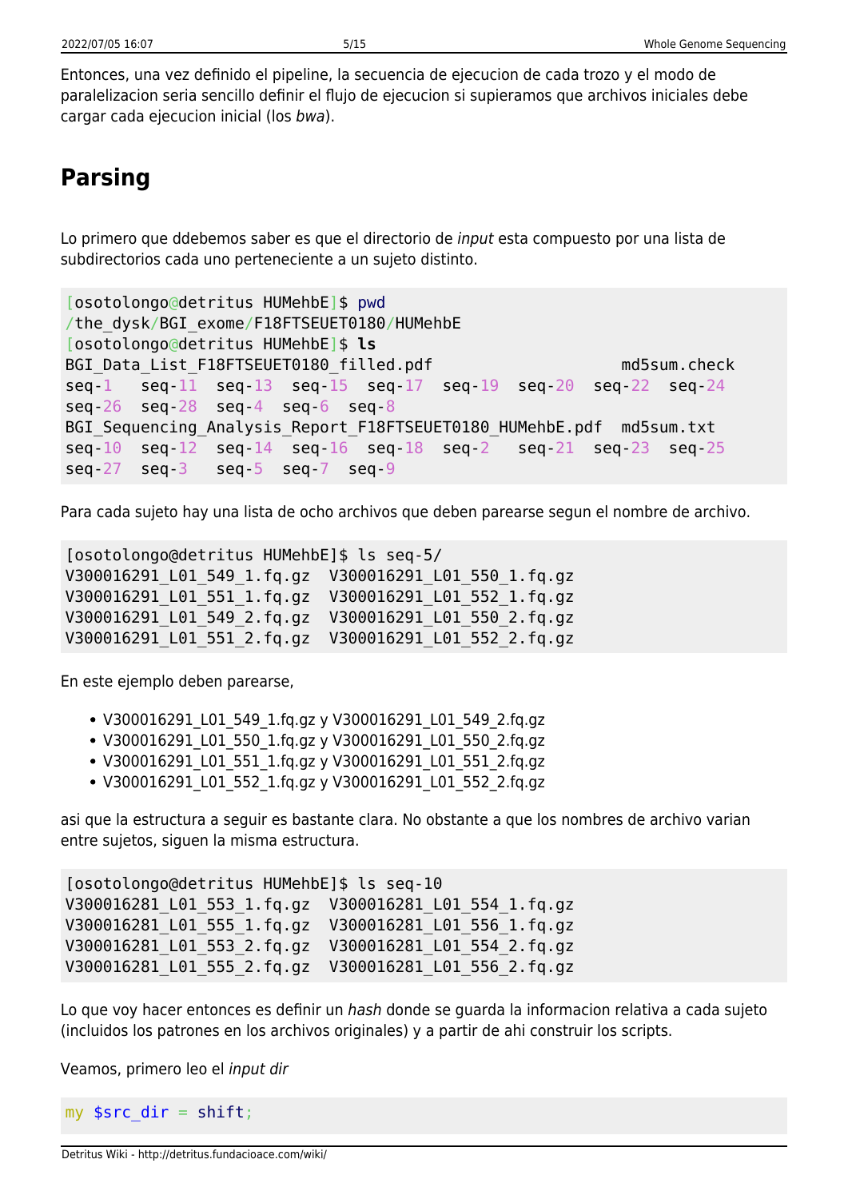Entonces, una vez definido el pipeline, la secuencia de ejecucion de cada trozo y el modo de paralelizacion seria sencillo definir el flujo de ejecucion si supieramos que archivos iniciales debe cargar cada ejecucion inicial (los *bwa*).

## Parsing

Lo primero que ddebemos saber es que el directorio de *input* esta compuesto por una lista de subdirectorios cada uno perteneciente a un sujeto distinto.

```
[osotolongo@detritus HUMehbE]$ pwd
/the_dysk/BGI_exome/F18FTSEUET0180/HUMehbE
[osotolongo@detritus HUMehbE]$ ls
BGI_Data_List_F18FTSEUET0180_filled.pdf                    md5sum.check
seq-1   seq-11  seq-13  seq-15  seq-17  seq-19  seq-20  seq-22  seq-24
seq-26  seq-28  seq-4  seq-6  seq-8
BGI_Sequencing_Analysis_Report_F18FTSEUET0180_HUMehbE.pdf  md5sum.txt
seq-10  seq-12  seq-14  seq-16  seq-18  seq-2   seq-21  seq-23  seq-25
seq-27  seq-3   seq-5  seq-7  seq-9
```

Para cada sujeto hay una lista de ocho archivos que deben parearse segun el nombre de archivo.

```
[osotolongo@detritus HUMehbE]$ ls seq-5/
V300016291_L01_549_1.fq.gz  V300016291_L01_550_1.fq.gz
V300016291_L01_551_1.fq.gz  V300016291_L01_552_1.fq.gz
V300016291_L01_549_2.fq.gz  V300016291_L01_550_2.fq.gz
V300016291_L01_551_2.fq.gz  V300016291_L01_552_2.fq.gz
```

En este ejemplo deben parearse,

- V300016291_L01_549_1.fq.gz y V300016291_L01_549_2.fq.gz
- V300016291_L01_550_1.fq.gz y V300016291_L01_550_2.fq.gz
- V300016291_L01_551_1.fq.gz y V300016291_L01_551_2.fq.gz
- V300016291_L01_552_1.fq.gz y V300016291_L01_552_2.fq.gz

asi que la estructura a seguir es bastante clara. No obstante a que los nombres de archivo varian entre sujetos, siguen la misma estructura.

```
[osotolongo@detritus HUMehbE]$ ls seq-10
V300016281_L01_553_1.fq.gz  V300016281_L01_554_1.fq.gz
V300016281_L01_555_1.fq.gz  V300016281_L01_556_1.fq.gz
V300016281_L01_553_2.fq.gz  V300016281_L01_554_2.fq.gz
V300016281_L01_555_2.fq.gz  V300016281_L01_556_2.fq.gz
```

Lo que voy hacer entonces es definir un *hash* donde se guarda la informacion relativa a cada sujeto (incluidos los patrones en los archivos originales) y a partir de ahi construir los scripts.

Veamos, primero leo el *input dir*

```
my $src_dir = shift;
```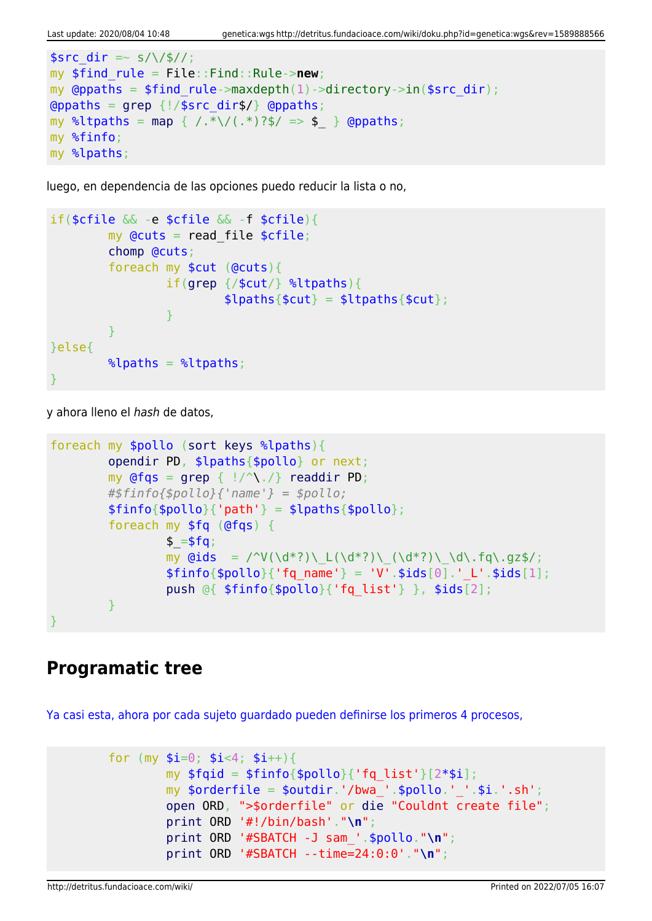```
$src_dir =~ s/\/$//;
my $find_rule = File::Find::Rule->new;
my @ppaths = $find_rule->maxdepth(1)->directory->in($src_dir);
@ppaths = grep {!/$src_dir$/} @ppaths;
my %ltpaths = map { /.*\/(.*)?$/ => $_ } @ppaths;
my %finfo;
my %lpaths;
```

luego, en dependencia de las opciones puedo reducir la lista o no,

```
if($cfile && -e $cfile && -f $cfile){
        my @cuts = read_file $cfile;
        chomp @cuts;
        foreach my $cut (@cuts){
                if(grep {/$cut/} %ltpaths){
                        $lpaths{$cut} = $ltpaths{$cut};
                }
        }
}else{
        %lpaths = %ltpaths;
}
```

y ahora lleno el *hash* de datos,

```
foreach my $pollo (sort keys %lpaths){
        opendir PD, $lpaths{$pollo} or next;
        my @fqs = grep { !/^\./} readdir PD;
        #$finfo{$pollo}{'name'} = $pollo;
        $finfo{$pollo}{'path'} = $lpaths{$pollo};
        foreach my $fq (@fqs) {
                $_=$fq;
                my @ids  = /^V(\d*?)\_L(\d*?)\_(\d*?)\_\d\.fq\.gz$/;
                $finfo{$pollo}{'fq_name'} = 'V'.$ids[0].'_L'.$ids[1];
                push @{ $finfo{$pollo}{'fq_list'} }, $ids[2];
        }
}
```

## Programatic tree

Ya casi esta, ahora por cada sujeto guardado pueden definirse los primeros 4 procesos,

```
        for (my $i=0; $i<4; $i++){
                my $fqid = $finfo{$pollo}{'fq_list'}[2*$i];
                my $orderfile = $outdir.'/bwa_'.$pollo.'_'.$i.'.sh';
                open ORD, ">$orderfile" or die "Couldnt create file";
                print ORD '#!/bin/bash'."\n";
                print ORD '#SBATCH -J sam_'.$pollo."\n";
                print ORD '#SBATCH --time=24:0:0'."\n";
```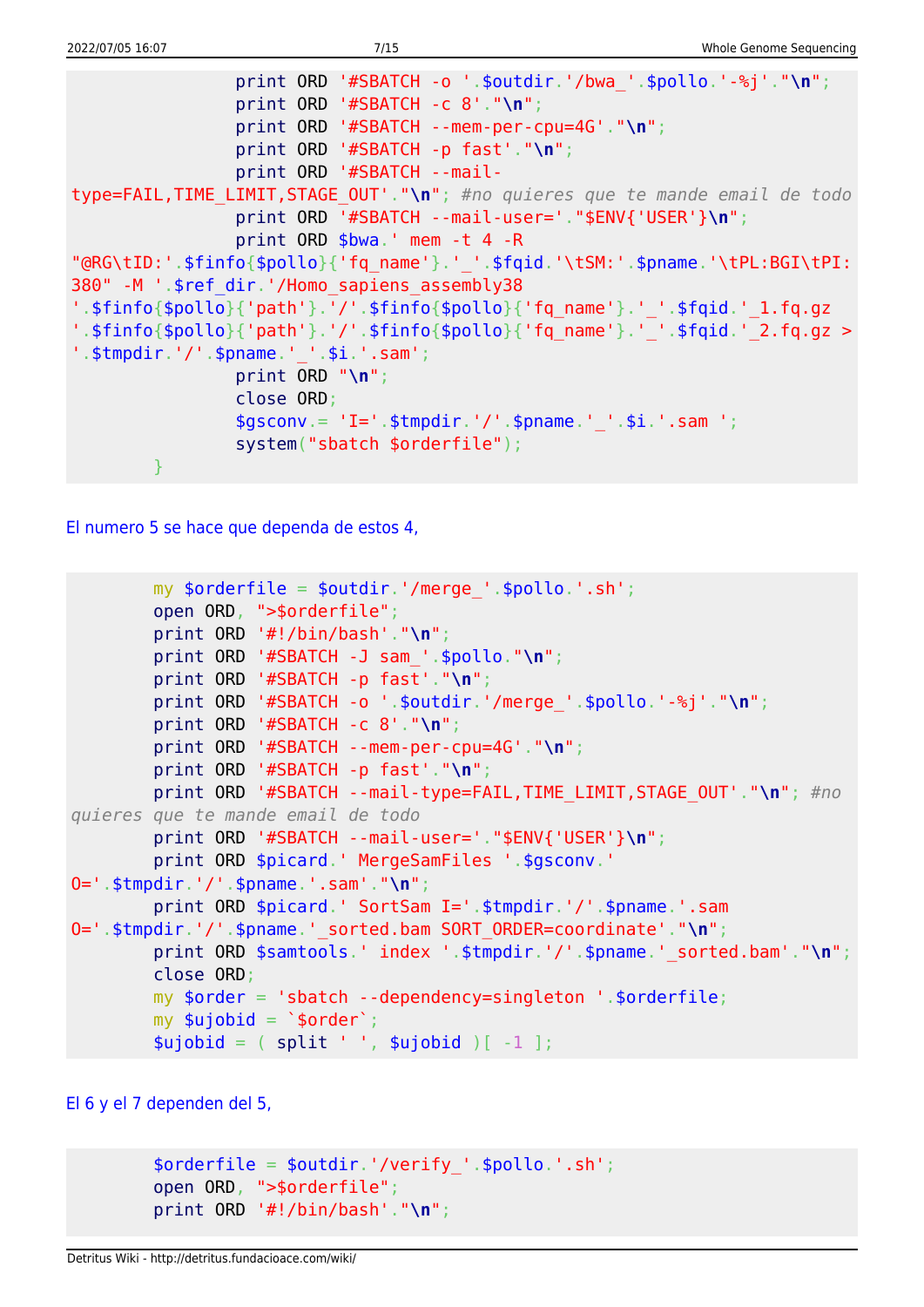```
                print ORD '#SBATCH -o '.$outdir.'/bwa_'.$pollo.'-%j'."\n";
                print ORD '#SBATCH -c 8'."\n";
                print ORD '#SBATCH --mem-per-cpu=4G'."\n";
                print ORD '#SBATCH -p fast'."\n";
                print ORD '#SBATCH --mail-type=FAIL,TIME_LIMIT,STAGE_OUT'."\n"; #no quieres que te mande email de todo
                print ORD '#SBATCH --mail-user='."$ENV{'USER'}\n";
                print ORD $bwa.' mem -t 4 -R "@RG\tID:'.$finfo{$pollo}{'fq_name'}.'_'.$fqid.'\tSM:'.$pname.'\tPL:BGI\tPI:380" -M '.$ref_dir.'/Homo_sapiens_assembly38 '.$finfo{$pollo}{'path'}.'/'.$finfo{$pollo}{'fq_name'}.'_'.$fqid.'_1.fq.gz '.$finfo{$pollo}{'path'}.'/'.$finfo{$pollo}{'fq_name'}.'_'.$fqid.'_2.fq.gz > '.$tmpdir.'/'.$pname.'_'.$i.'.sam';
                print ORD "\n";
                close ORD;
                $gsconv.= 'I='.$tmpdir.'/'.$pname.'_'.$i.'.sam ';
                system("sbatch $orderfile");
        }
```

El numero 5 se hace que dependa de estos 4,

```
        my $orderfile = $outdir.'/merge_'.$pollo.'.sh';
        open ORD, ">$orderfile";
        print ORD '#!/bin/bash'."\n";
        print ORD '#SBATCH -J sam_'.$pollo."\n";
        print ORD '#SBATCH -p fast'."\n";
        print ORD '#SBATCH -o '.$outdir.'/merge_'.$pollo.'-%j'."\n";
        print ORD '#SBATCH -c 8'."\n";
        print ORD '#SBATCH --mem-per-cpu=4G'."\n";
        print ORD '#SBATCH -p fast'."\n";
        print ORD '#SBATCH --mail-type=FAIL,TIME_LIMIT,STAGE_OUT'."\n"; #no quieres que te mande email de todo
        print ORD '#SBATCH --mail-user='."$ENV{'USER'}\n";
        print ORD $picard.' MergeSamFiles '.$gsconv.' O='.$tmpdir.'/'.$pname.'.sam'."\n";
        print ORD $picard.' SortSam I='.$tmpdir.'/'.$pname.'.sam O='.$tmpdir.'/'.$pname.'_sorted.bam SORT_ORDER=coordinate'."\n";
        print ORD $samtools.' index '.$tmpdir.'/'.$pname.'_sorted.bam'."\n";
        close ORD;
        my $order = 'sbatch --dependency=singleton '.$orderfile;
        my $ujobid = `$order`;
        $ujobid = ( split ' ', $ujobid )[ -1 ];
```

El 6 y el 7 dependen del 5,

```
        $orderfile = $outdir.'/verify_'.$pollo.'.sh';
        open ORD, ">$orderfile";
        print ORD '#!/bin/bash'."\n";
```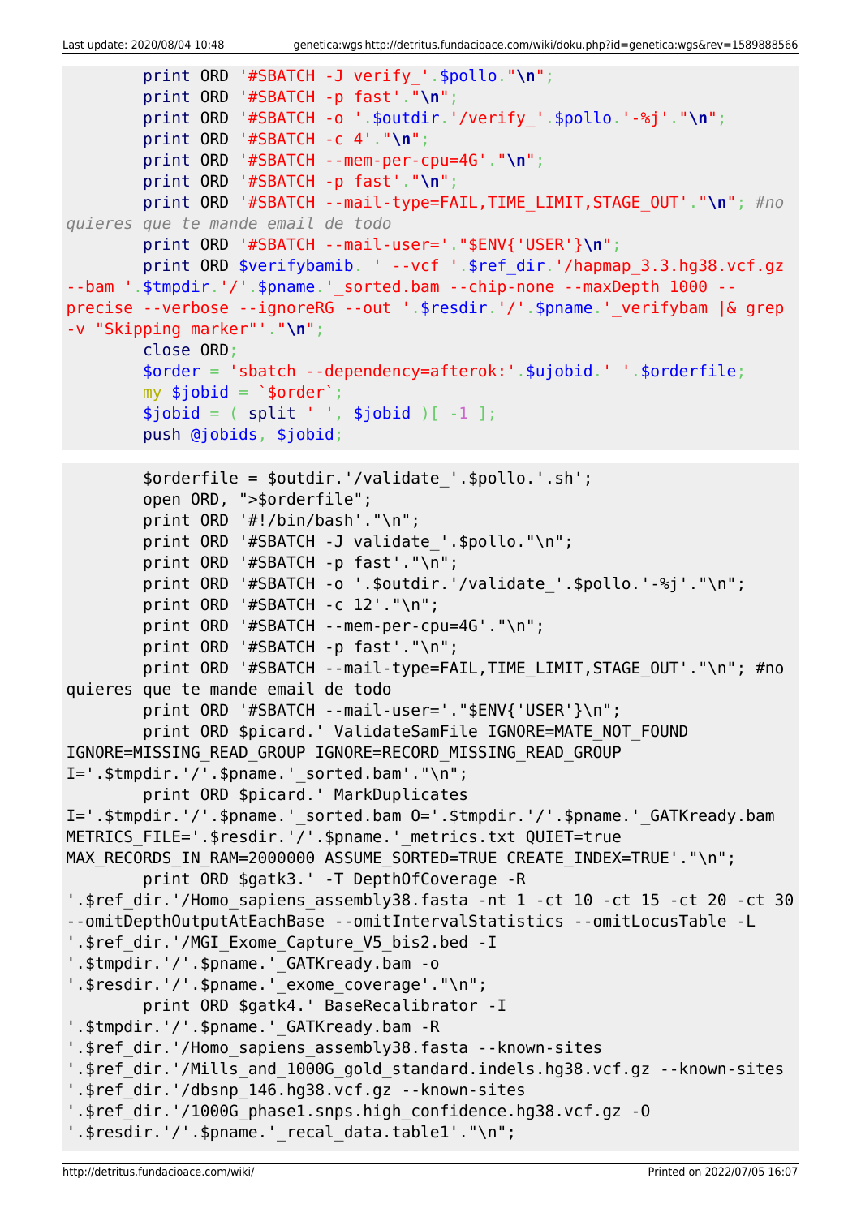```
        print ORD '#SBATCH -J verify_'.$pollo."\n";
        print ORD '#SBATCH -p fast'."\n";
        print ORD '#SBATCH -o '.$outdir.'/verify_'.$pollo.'-%j'."\n";
        print ORD '#SBATCH -c 4'."\n";
        print ORD '#SBATCH --mem-per-cpu=4G'."\n";
        print ORD '#SBATCH -p fast'."\n";
        print ORD '#SBATCH --mail-type=FAIL,TIME_LIMIT,STAGE_OUT'."\n"; #no
quieres que te mande email de todo
        print ORD '#SBATCH --mail-user='."$ENV{'USER'}\n";
        print ORD $verifybamib. ' --vcf '.$ref_dir.'/hapmap_3.3.hg38.vcf.gz
--bam '.$tmpdir.'/'.$pname.'_sorted.bam --chip-none --maxDepth 1000 --
precise --verbose --ignoreRG --out '.$resdir.'/'.$pname.'_verifybam |& grep
-v "Skipping marker"'."\n";
        close ORD;
        $order = 'sbatch --dependency=afterok:'.$ujobid.' '.$orderfile;
        my $jobid = `$order`;
        $jobid = ( split ' ', $jobid )[ -1 ];
        push @jobids, $jobid;
```

```
        $orderfile = $outdir.'/validate_'.$pollo.'.sh';
        open ORD, ">$orderfile";
        print ORD '#!/bin/bash'."\n";
        print ORD '#SBATCH -J validate_'.$pollo."\n";
        print ORD '#SBATCH -p fast'."\n";
        print ORD '#SBATCH -o '.$outdir.'/validate_'.$pollo.'-%j'."\n";
        print ORD '#SBATCH -c 12'."\n";
        print ORD '#SBATCH --mem-per-cpu=4G'."\n";
        print ORD '#SBATCH -p fast'."\n";
        print ORD '#SBATCH --mail-type=FAIL,TIME_LIMIT,STAGE_OUT'."\n"; #no
quieres que te mande email de todo
        print ORD '#SBATCH --mail-user='."$ENV{'USER'}\n";
        print ORD $picard.' ValidateSamFile IGNORE=MATE_NOT_FOUND
IGNORE=MISSING_READ_GROUP IGNORE=RECORD_MISSING_READ_GROUP
I='.$tmpdir.'/'.$pname.'_sorted.bam'."\n";
        print ORD $picard.' MarkDuplicates
I='.$tmpdir.'/'.$pname.'_sorted.bam O='.$tmpdir.'/'.$pname.'_GATKready.bam
METRICS_FILE='.$resdir.'/'.$pname.'_metrics.txt QUIET=true
MAX_RECORDS_IN_RAM=2000000 ASSUME_SORTED=TRUE CREATE_INDEX=TRUE'."\n";
        print ORD $gatk3.' -T DepthOfCoverage -R
'.$ref_dir.'/Homo_sapiens_assembly38.fasta -nt 1 -ct 10 -ct 15 -ct 20 -ct 30
--omitDepthOutputAtEachBase --omitIntervalStatistics --omitLocusTable -L
'.$ref_dir.'/MGI_Exome_Capture_V5_bis2.bed -I
'.$tmpdir.'/'.$pname.'_GATKready.bam -o
'.$resdir.'/'.$pname.'_exome_coverage'."\n";
        print ORD $gatk4.' BaseRecalibrator -I
'.$tmpdir.'/'.$pname.'_GATKready.bam -R
'.$ref_dir.'/Homo_sapiens_assembly38.fasta --known-sites
'.$ref_dir.'/Mills_and_1000G_gold_standard.indels.hg38.vcf.gz --known-sites
'.$ref_dir.'/dbsnp_146.hg38.vcf.gz --known-sites
'.$ref_dir.'/1000G_phase1.snps.high_confidence.hg38.vcf.gz -O
'.$resdir.'/'.$pname.'_recal_data.table1'."\n";
```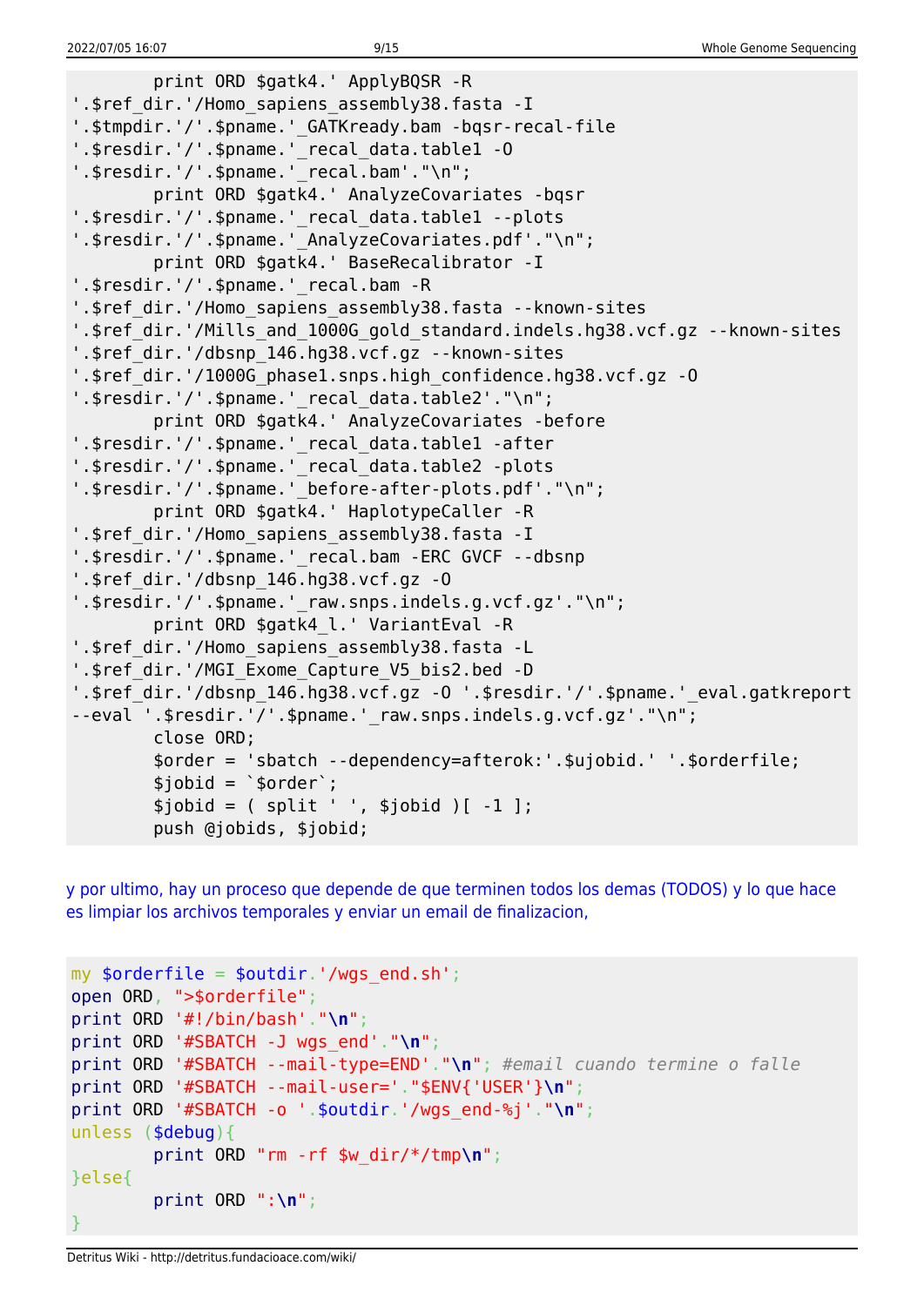```
        print ORD $gatk4.' ApplyBQSR -R
'.$ref_dir.'/Homo_sapiens_assembly38.fasta -I
'.$tmpdir.'/'.$pname.'_GATKready.bam -bqsr-recal-file
'.$resdir.'/'.$pname.'_recal_data.table1 -O
'.$resdir.'/'.$pname.'_recal.bam'."\n";
        print ORD $gatk4.' AnalyzeCovariates -bqsr
'.$resdir.'/'.$pname.'_recal_data.table1 --plots
'.$resdir.'/'.$pname.'_AnalyzeCovariates.pdf'."\n";
        print ORD $gatk4.' BaseRecalibrator -I
'.$resdir.'/'.$pname.'_recal.bam -R
'.$ref_dir.'/Homo_sapiens_assembly38.fasta --known-sites
'.$ref_dir.'/Mills_and_1000G_gold_standard.indels.hg38.vcf.gz --known-sites
'.$ref_dir.'/dbsnp_146.hg38.vcf.gz --known-sites
'.$ref_dir.'/1000G_phase1.snps.high_confidence.hg38.vcf.gz -O
'.$resdir.'/'.$pname.'_recal_data.table2'."\n";
        print ORD $gatk4.' AnalyzeCovariates -before
'.$resdir.'/'.$pname.'_recal_data.table1 -after
'.$resdir.'/'.$pname.'_recal_data.table2 -plots
'.$resdir.'/'.$pname.'_before-after-plots.pdf'."\n";
        print ORD $gatk4.' HaplotypeCaller -R
'.$ref_dir.'/Homo_sapiens_assembly38.fasta -I
'.$resdir.'/'.$pname.'_recal.bam -ERC GVCF --dbsnp
'.$ref_dir.'/dbsnp_146.hg38.vcf.gz -O
'.$resdir.'/'.$pname.'_raw.snps.indels.g.vcf.gz'."\n";
        print ORD $gatk4_l.' VariantEval -R
'.$ref_dir.'/Homo_sapiens_assembly38.fasta -L
'.$ref_dir.'/MGI_Exome_Capture_V5_bis2.bed -D
'.$ref_dir.'/dbsnp_146.hg38.vcf.gz -O '.$resdir.'/'.$pname.'_eval.gatkreport
--eval '.$resdir.'/'.$pname.'_raw.snps.indels.g.vcf.gz'."\n";
        close ORD;
        $order = 'sbatch --dependency=afterok:'.$ujobid.' '.$orderfile;
        $jobid = `$order`;
        $jobid = ( split ' ', $jobid )[ -1 ];
        push @jobids, $jobid;
```

y por ultimo, hay un proceso que depende de que terminen todos los demas (TODOS) y lo que hace es limpiar los archivos temporales y enviar un email de finalizacion,

```
my $orderfile = $outdir.'/wgs_end.sh';
open ORD, ">$orderfile";
print ORD '#!/bin/bash'."\n";
print ORD '#SBATCH -J wgs_end'."\n";
print ORD '#SBATCH --mail-type=END'."\n"; #email cuando termine o falle
print ORD '#SBATCH --mail-user='."$ENV{'USER'}\n";
print ORD '#SBATCH -o '.$outdir.'/wgs_end-%j'."\n";
unless ($debug){
        print ORD "rm -rf $w_dir/*/tmp\n";
}else{
        print ORD ":\n";
}
```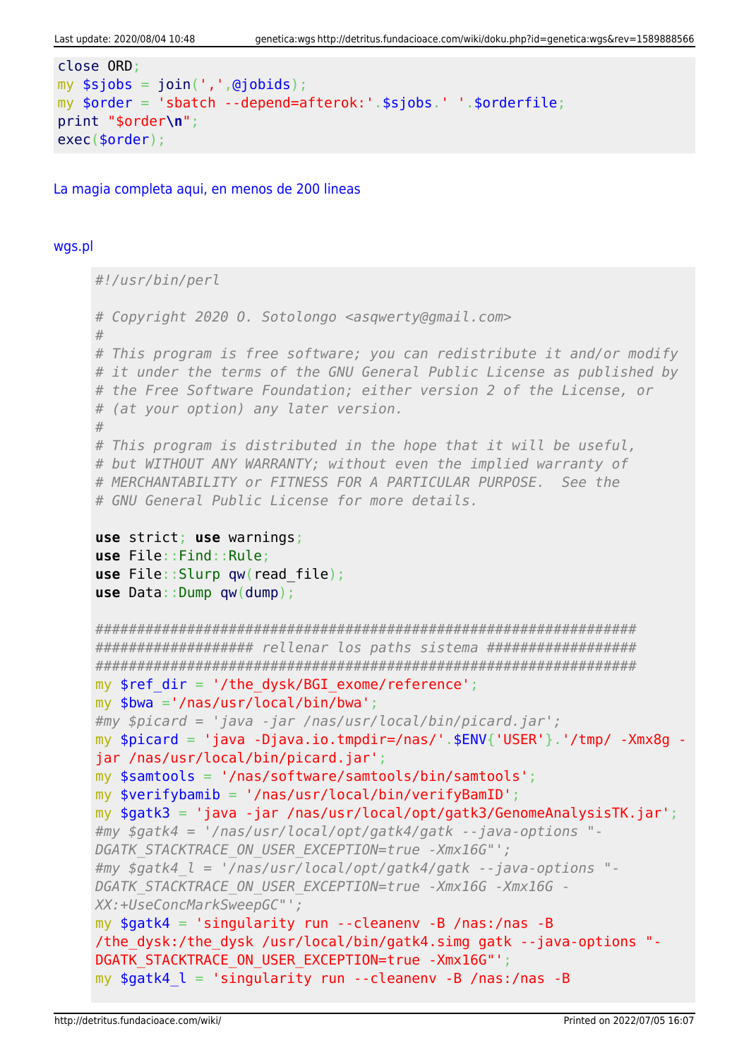```
close ORD;
my $sjobs = join(',',@jobids);
my $order = 'sbatch --depend=afterok:'.$sjobs.' '.$orderfile;
print "$order\n";
exec($order);
```

La magia completa aqui, en menos de 200 lineas

wgs.pl

```
#!/usr/bin/perl

# Copyright 2020 O. Sotolongo <asqwerty@gmail.com>
#
# This program is free software; you can redistribute it and/or modify
# it under the terms of the GNU General Public License as published by
# the Free Software Foundation; either version 2 of the License, or
# (at your option) any later version.
#
# This program is distributed in the hope that it will be useful,
# but WITHOUT ANY WARRANTY; without even the implied warranty of
# MERCHANTABILITY or FITNESS FOR A PARTICULAR PURPOSE.  See the
# GNU General Public License for more details.

use strict; use warnings;
use File::Find::Rule;
use File::Slurp qw(read_file);
use Data::Dump qw(dump);

####################################################################
################### rellenar los paths sistema ###################
####################################################################
my $ref_dir = '/the_dysk/BGI_exome/reference';
my $bwa ='/nas/usr/local/bin/bwa';
#my $picard = 'java -jar /nas/usr/local/bin/picard.jar';
my $picard = 'java -Djava.io.tmpdir=/nas/'.$ENV{'USER'}.'/tmp/ -Xmx8g -jar /nas/usr/local/bin/picard.jar';
my $samtools = '/nas/software/samtools/bin/samtools';
my $verifybamib = '/nas/usr/local/bin/verifyBamID';
my $gatk3 = 'java -jar /nas/usr/local/opt/gatk3/GenomeAnalysisTK.jar';
#my $gatk4 = '/nas/usr/local/opt/gatk4/gatk --java-options "-DGATK_STACKTRACE_ON_USER_EXCEPTION=true -Xmx16G"';
#my $gatk4_l = '/nas/usr/local/opt/gatk4/gatk --java-options "-DGATK_STACKTRACE_ON_USER_EXCEPTION=true -Xmx16G -Xmx16G -XX:+UseConcMarkSweepGC"';
my $gatk4 = 'singularity run --cleanenv -B /nas:/nas -B /the_dysk:/the_dysk /usr/local/bin/gatk4.simg gatk --java-options "-DGATK_STACKTRACE_ON_USER_EXCEPTION=true -Xmx16G"';
my $gatk4_l = 'singularity run --cleanenv -B /nas:/nas -B
```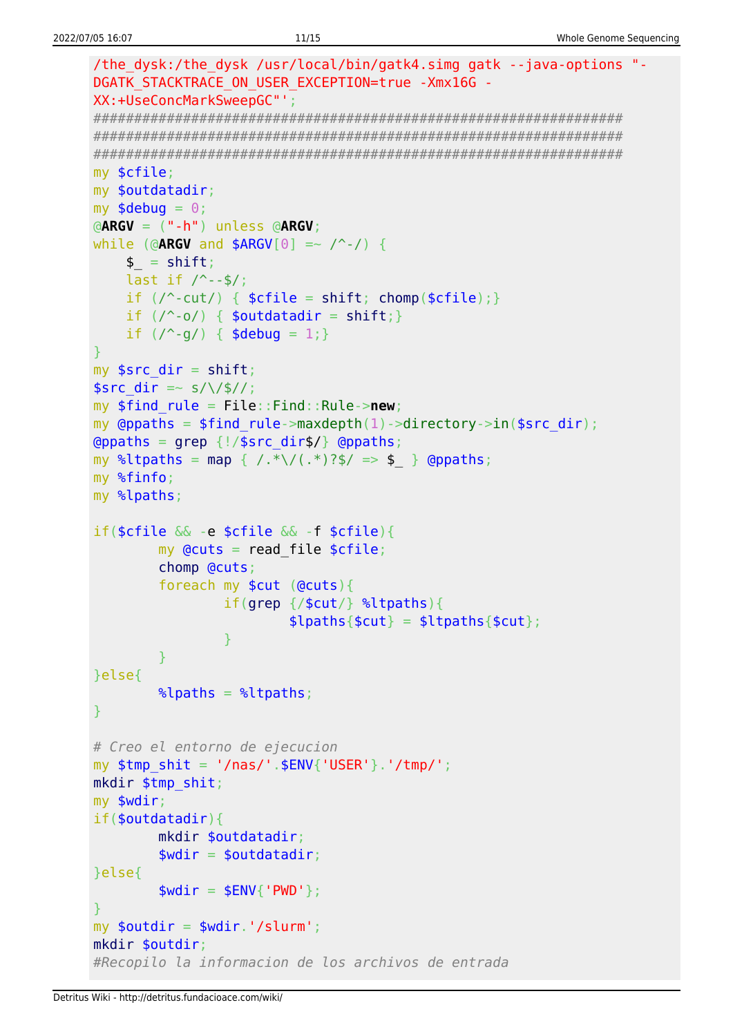```
/the_dysk:/the_dysk /usr/local/bin/gatk4.simg gatk --java-options "-
DGATK_STACKTRACE_ON_USER_EXCEPTION=true -Xmx16G -
XX:+UseConcMarkSweepGC"';
################################################################
################################################################
################################################################
my $cfile;
my $outdatadir;
my $debug = 0;
@ARGV = ("-h") unless @ARGV;
while (@ARGV and $ARGV[0] =~ /^-/) {
    $_ = shift;
    last if /^--$/;
    if (/^-cut/) { $cfile = shift; chomp($cfile);}
    if (/^-o/) { $outdatadir = shift;}
    if (/^-g/) { $debug = 1;}
}
my $src_dir = shift;
$src_dir =~ s/\/$//;
my $find_rule = File::Find::Rule->new;
my @ppaths = $find_rule->maxdepth(1)->directory->in($src_dir);
@ppaths = grep {!/$src_dir$/} @ppaths;
my %ltpaths = map { /.*\/(.*)?$/ => $_ } @ppaths;
my %finfo;
my %lpaths;

if($cfile && -e $cfile && -f $cfile){
        my @cuts = read_file $cfile;
        chomp @cuts;
        foreach my $cut (@cuts){
                if(grep {/$cut/} %ltpaths){
                        $lpaths{$cut} = $ltpaths{$cut};
                }
        }
}else{
        %lpaths = %ltpaths;
}

# Creo el entorno de ejecucion
my $tmp_shit = '/nas/'.$ENV{'USER'}.'/tmp/';
mkdir $tmp_shit;
my $wdir;
if($outdatadir){
        mkdir $outdatadir;
        $wdir = $outdatadir;
}else{
        $wdir = $ENV{'PWD'};
}
my $outdir = $wdir.'/slurm';
mkdir $outdir;
#Recopilo la informacion de los archivos de entrada
```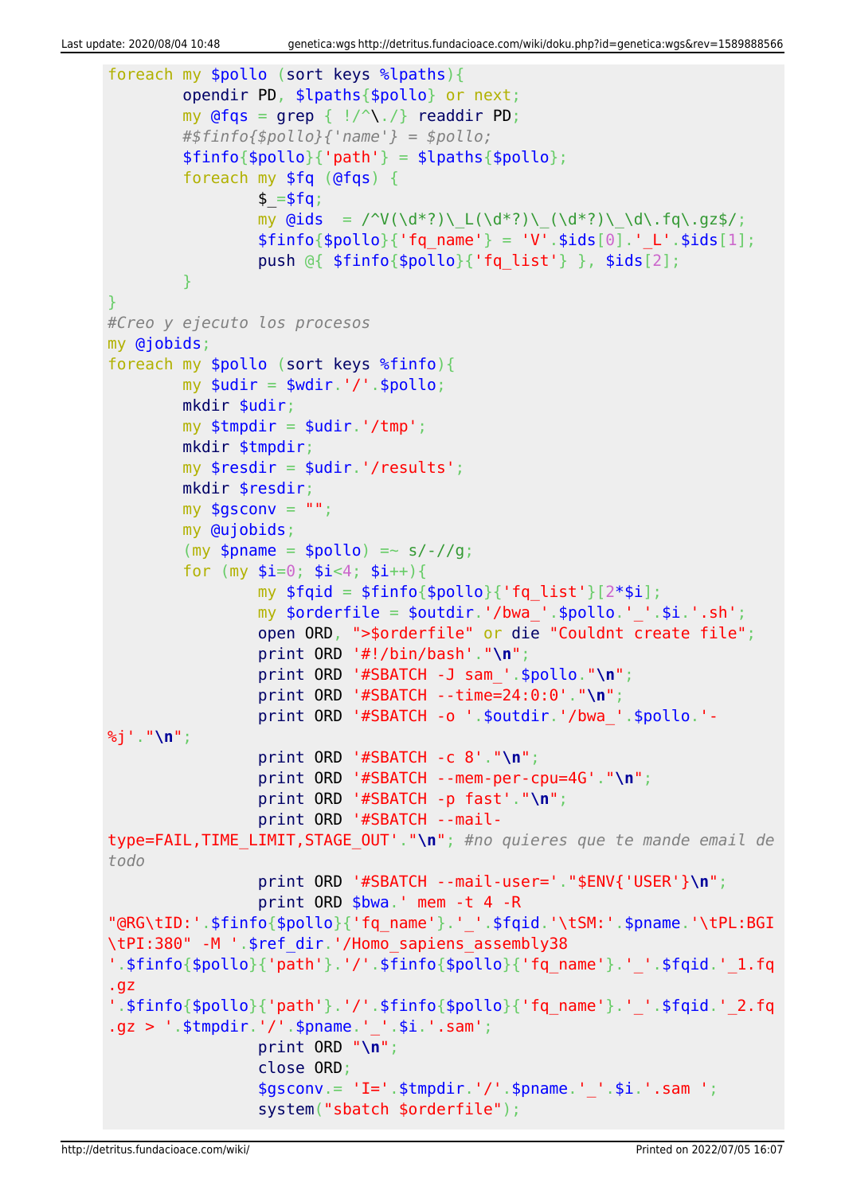```perl
foreach my $pollo (sort keys %lpaths){
        opendir PD, $lpaths{$pollo} or next;
        my @fqs = grep { !/^\./} readdir PD;
        #$finfo{$pollo}{'name'} = $pollo;
        $finfo{$pollo}{'path'} = $lpaths{$pollo};
        foreach my $fq (@fqs) {
                $_=$fq;
                my @ids  = /^V(\d*?)\_L(\d*?)\_(\d*?)\_\d\.fq\.gz$/;
                $finfo{$pollo}{'fq_name'} = 'V'.$ids[0].'_L'.$ids[1];
                push @{ $finfo{$pollo}{'fq_list'} }, $ids[2];
        }
}
#Creo y ejecuto los procesos
my @jobids;
foreach my $pollo (sort keys %finfo){
        my $udir = $wdir.'/'.$pollo;
        mkdir $udir;
        my $tmpdir = $udir.'/tmp';
        mkdir $tmpdir;
        my $resdir = $udir.'/results';
        mkdir $resdir;
        my $gsconv = "";
        my @ujobids;
        (my $pname = $pollo) =~ s/-//g;
        for (my $i=0; $i<4; $i++){
                my $fqid = $finfo{$pollo}{'fq_list'}[2*$i];
                my $orderfile = $outdir.'/bwa_'.$pollo.'_'.$i.'.sh';
                open ORD, ">$orderfile" or die "Couldnt create file";
                print ORD '#!/bin/bash'."\n";
                print ORD '#SBATCH -J sam_'.$pollo."\n";
                print ORD '#SBATCH --time=24:0:0'."\n";
                print ORD '#SBATCH -o '.$outdir.'/bwa_'.$pollo.'-%j'."\n";
                print ORD '#SBATCH -c 8'."\n";
                print ORD '#SBATCH --mem-per-cpu=4G'."\n";
                print ORD '#SBATCH -p fast'."\n";
                print ORD '#SBATCH --mail-type=FAIL,TIME_LIMIT,STAGE_OUT'."\n"; #no quieres que te mande email de todo
                print ORD '#SBATCH --mail-user='."$ENV{'USER'}\n";
                print ORD $bwa.' mem -t 4 -R "@RG\tID:'.$finfo{$pollo}{'fq_name'}.'_'.$fqid.'\tSM:'.$pname.'\tPL:BGI\tPI:380" -M '.$ref_dir.'/Homo_sapiens_assembly38 '.$finfo{$pollo}{'path'}.'/'.$finfo{$pollo}{'fq_name'}.'_'.$fqid.'_1.fq.gz '.$finfo{$pollo}{'path'}.'/'.$finfo{$pollo}{'fq_name'}.'_'.$fqid.'_2.fq.gz > '.$tmpdir.'/'.$pname.'_'.$i.'.sam';
                print ORD "\n";
                close ORD;
                $gsconv.= 'I='.$tmpdir.'/'.$pname.'_'.$i.'.sam ';
                system("sbatch $orderfile");
```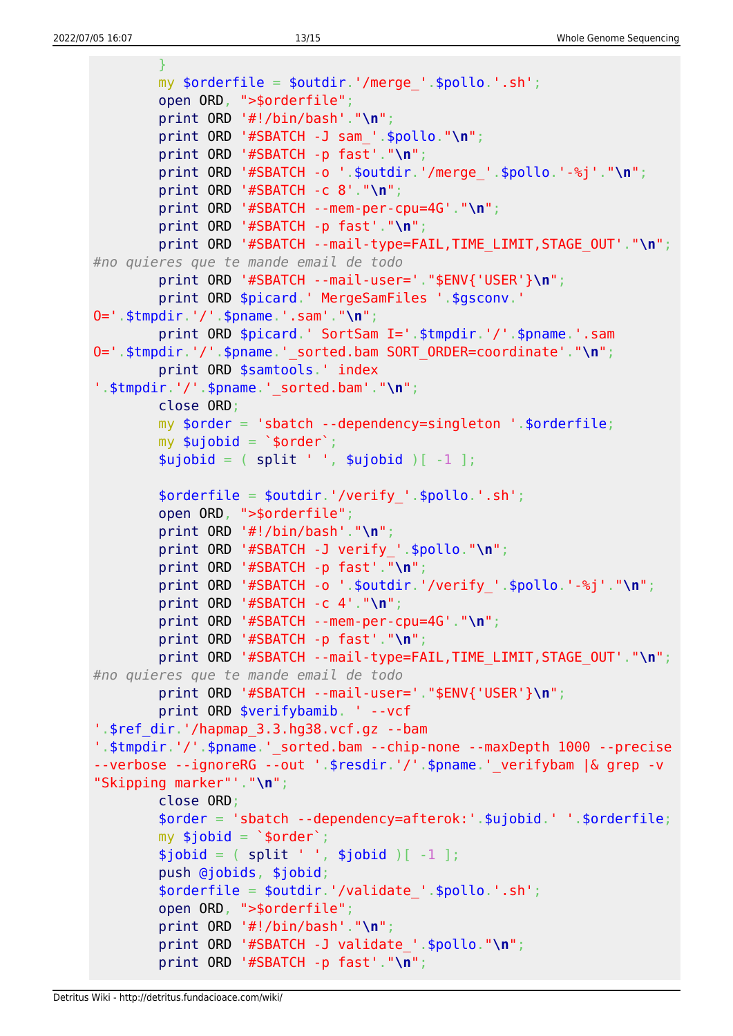```
        }
        my $orderfile = $outdir.'/merge_'.$pollo.'.sh';
        open ORD, ">$orderfile";
        print ORD '#!/bin/bash'."\n";
        print ORD '#SBATCH -J sam_'.$pollo."\n";
        print ORD '#SBATCH -p fast'."\n";
        print ORD '#SBATCH -o '.$outdir.'/merge_'.$pollo.'-%j'."\n";
        print ORD '#SBATCH -c 8'."\n";
        print ORD '#SBATCH --mem-per-cpu=4G'."\n";
        print ORD '#SBATCH -p fast'."\n";
        print ORD '#SBATCH --mail-type=FAIL,TIME_LIMIT,STAGE_OUT'."\n";
#no quieres que te mande email de todo
        print ORD '#SBATCH --mail-user='."$ENV{'USER'}\n";
        print ORD $picard.' MergeSamFiles '.$gsconv.'
O='.$tmpdir.'/'.$pname.'.sam'."\n";
        print ORD $picard.' SortSam I='.$tmpdir.'/'.$pname.'.sam
O='.$tmpdir.'/'.$pname.'_sorted.bam SORT_ORDER=coordinate'."\n";
        print ORD $samtools.' index
'.$tmpdir.'/'.$pname.'_sorted.bam'."\n";
        close ORD;
        my $order = 'sbatch --dependency=singleton '.$orderfile;
        my $ujobid = `$order`;
        $ujobid = ( split ' ', $ujobid )[ -1 ];

        $orderfile = $outdir.'/verify_'.$pollo.'.sh';
        open ORD, ">$orderfile";
        print ORD '#!/bin/bash'."\n";
        print ORD '#SBATCH -J verify_'.$pollo."\n";
        print ORD '#SBATCH -p fast'."\n";
        print ORD '#SBATCH -o '.$outdir.'/verify_'.$pollo.'-%j'."\n";
        print ORD '#SBATCH -c 4'."\n";
        print ORD '#SBATCH --mem-per-cpu=4G'."\n";
        print ORD '#SBATCH -p fast'."\n";
        print ORD '#SBATCH --mail-type=FAIL,TIME_LIMIT,STAGE_OUT'."\n";
#no quieres que te mande email de todo
        print ORD '#SBATCH --mail-user='."$ENV{'USER'}\n";
        print ORD $verifybamib. ' --vcf
'.$ref_dir.'/hapmap_3.3.hg38.vcf.gz --bam
'.$tmpdir.'/'.$pname.'_sorted.bam --chip-none --maxDepth 1000 --precise
--verbose --ignoreRG --out '.$resdir.'/'.$pname.'_verifybam |& grep -v
"Skipping marker"'."\n";
        close ORD;
        $order = 'sbatch --dependency=afterok:'.$ujobid.' '.$orderfile;
        my $jobid = `$order`;
        $jobid = ( split ' ', $jobid )[ -1 ];
        push @jobids, $jobid;
        $orderfile = $outdir.'/validate_'.$pollo.'.sh';
        open ORD, ">$orderfile";
        print ORD '#!/bin/bash'."\n";
        print ORD '#SBATCH -J validate_'.$pollo."\n";
        print ORD '#SBATCH -p fast'."\n";
```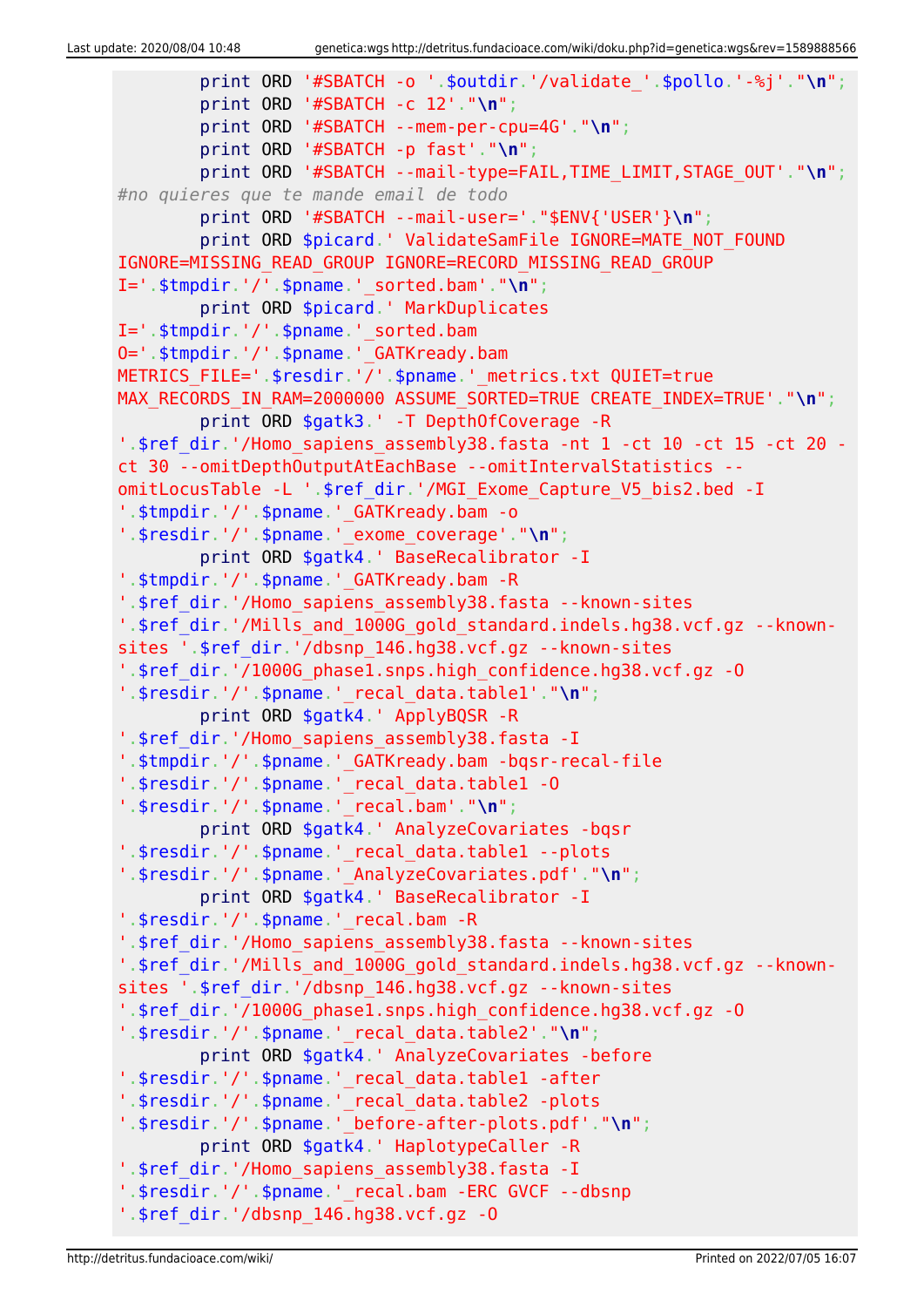```
        print ORD '#SBATCH -o '.$outdir.'/validate_'.$pollo.'-%j'."\n";
        print ORD '#SBATCH -c 12'."\n";
        print ORD '#SBATCH --mem-per-cpu=4G'."\n";
        print ORD '#SBATCH -p fast'."\n";
        print ORD '#SBATCH --mail-type=FAIL,TIME_LIMIT,STAGE_OUT'."\n";
#no quieres que te mande email de todo
        print ORD '#SBATCH --mail-user='."$ENV{'USER'}\n";
        print ORD $picard.' ValidateSamFile IGNORE=MATE_NOT_FOUND
IGNORE=MISSING_READ_GROUP IGNORE=RECORD_MISSING_READ_GROUP
I='.$tmpdir.'/'.$pname.'_sorted.bam'."\n";
        print ORD $picard.' MarkDuplicates
I='.$tmpdir.'/'.$pname.'_sorted.bam
O='.$tmpdir.'/'.$pname.'_GATKready.bam
METRICS_FILE='.$resdir.'/'.$pname.'_metrics.txt QUIET=true
MAX_RECORDS_IN_RAM=2000000 ASSUME_SORTED=TRUE CREATE_INDEX=TRUE'."\n";
        print ORD $gatk3.' -T DepthOfCoverage -R
'.$ref_dir.'/Homo_sapiens_assembly38.fasta -nt 1 -ct 10 -ct 15 -ct 20 -
ct 30 --omitDepthOutputAtEachBase --omitIntervalStatistics --
omitLocusTable -L '.$ref_dir.'/MGI_Exome_Capture_V5_bis2.bed -I
'.$tmpdir.'/'.$pname.'_GATKready.bam -o
'.$resdir.'/'.$pname.'_exome_coverage'."\n";
        print ORD $gatk4.' BaseRecalibrator -I
'.$tmpdir.'/'.$pname.'_GATKready.bam -R
'.$ref_dir.'/Homo_sapiens_assembly38.fasta --known-sites
'.$ref_dir.'/Mills_and_1000G_gold_standard.indels.hg38.vcf.gz --known-
sites '.$ref_dir.'/dbsnp_146.hg38.vcf.gz --known-sites
'.$ref_dir.'/1000G_phase1.snps.high_confidence.hg38.vcf.gz -O
'.$resdir.'/'.$pname.'_recal_data.table1'."\n";
        print ORD $gatk4.' ApplyBQSR -R
'.$ref_dir.'/Homo_sapiens_assembly38.fasta -I
'.$tmpdir.'/'.$pname.'_GATKready.bam -bqsr-recal-file
'.$resdir.'/'.$pname.'_recal_data.table1 -O
'.$resdir.'/'.$pname.'_recal.bam'."\n";
        print ORD $gatk4.' AnalyzeCovariates -bqsr
'.$resdir.'/'.$pname.'_recal_data.table1 --plots
'.$resdir.'/'.$pname.'_AnalyzeCovariates.pdf'."\n";
        print ORD $gatk4.' BaseRecalibrator -I
'.$resdir.'/'.$pname.'_recal.bam -R
'.$ref_dir.'/Homo_sapiens_assembly38.fasta --known-sites
'.$ref_dir.'/Mills_and_1000G_gold_standard.indels.hg38.vcf.gz --known-
sites '.$ref_dir.'/dbsnp_146.hg38.vcf.gz --known-sites
'.$ref_dir.'/1000G_phase1.snps.high_confidence.hg38.vcf.gz -O
'.$resdir.'/'.$pname.'_recal_data.table2'."\n";
        print ORD $gatk4.' AnalyzeCovariates -before
'.$resdir.'/'.$pname.'_recal_data.table1 -after
'.$resdir.'/'.$pname.'_recal_data.table2 -plots
'.$resdir.'/'.$pname.'_before-after-plots.pdf'."\n";
        print ORD $gatk4.' HaplotypeCaller -R
'.$ref_dir.'/Homo_sapiens_assembly38.fasta -I
'.$resdir.'/'.$pname.'_recal.bam -ERC GVCF --dbsnp
'.$ref_dir.'/dbsnp_146.hg38.vcf.gz -O
```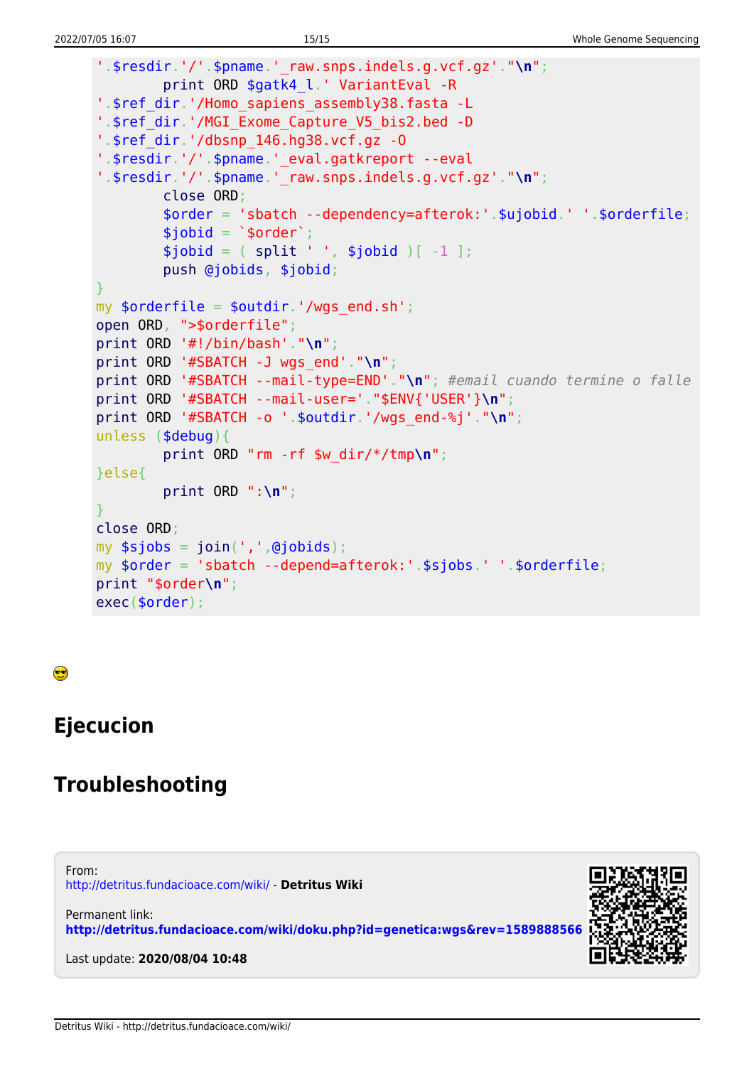```
'.$resdir.'/'.$pname.'_raw.snps.indels.g.vcf.gz'."\n";
        print ORD $gatk4_l.' VariantEval -R
'.$ref_dir.'/Homo_sapiens_assembly38.fasta -L
'.$ref_dir.'/MGI_Exome_Capture_V5_bis2.bed -D
'.$ref_dir.'/dbsnp_146.hg38.vcf.gz -O
'.$resdir.'/'.$pname.'_eval.gatkreport --eval
'.$resdir.'/'.$pname.'_raw.snps.indels.g.vcf.gz'."\n";
        close ORD;
        $order = 'sbatch --dependency=afterok:'.$ujobid.' '.$orderfile;
        $jobid = `$order`;
        $jobid = ( split ' ', $jobid )[ -1 ];
        push @jobids, $jobid;
}
my $orderfile = $outdir.'/wgs_end.sh';
open ORD, ">$orderfile";
print ORD '#!/bin/bash'."\n";
print ORD '#SBATCH -J wgs_end'."\n";
print ORD '#SBATCH --mail-type=END'."\n"; #email cuando termine o falle
print ORD '#SBATCH --mail-user='."$ENV{'USER'}\n";
print ORD '#SBATCH -o '.$outdir.'/wgs_end-%j'."\n";
unless ($debug){
        print ORD "rm -rf $w_dir/*/tmp\n";
}else{
        print ORD ":\n";
}
close ORD;
my $sjobs = join(',',@jobids);
my $order = 'sbatch --depend=afterok:'.$sjobs.' '.$orderfile;
print "$order\n";
exec($order);
```

😎

## Ejecucion

## Troubleshooting

From:
http://detritus.fundacioace.com/wiki/ - **Detritus Wiki**

Permanent link:
**http://detritus.fundacioace.com/wiki/doku.php?id=genetica:wgs&rev=1589888566**

Last update: **2020/08/04 10:48**